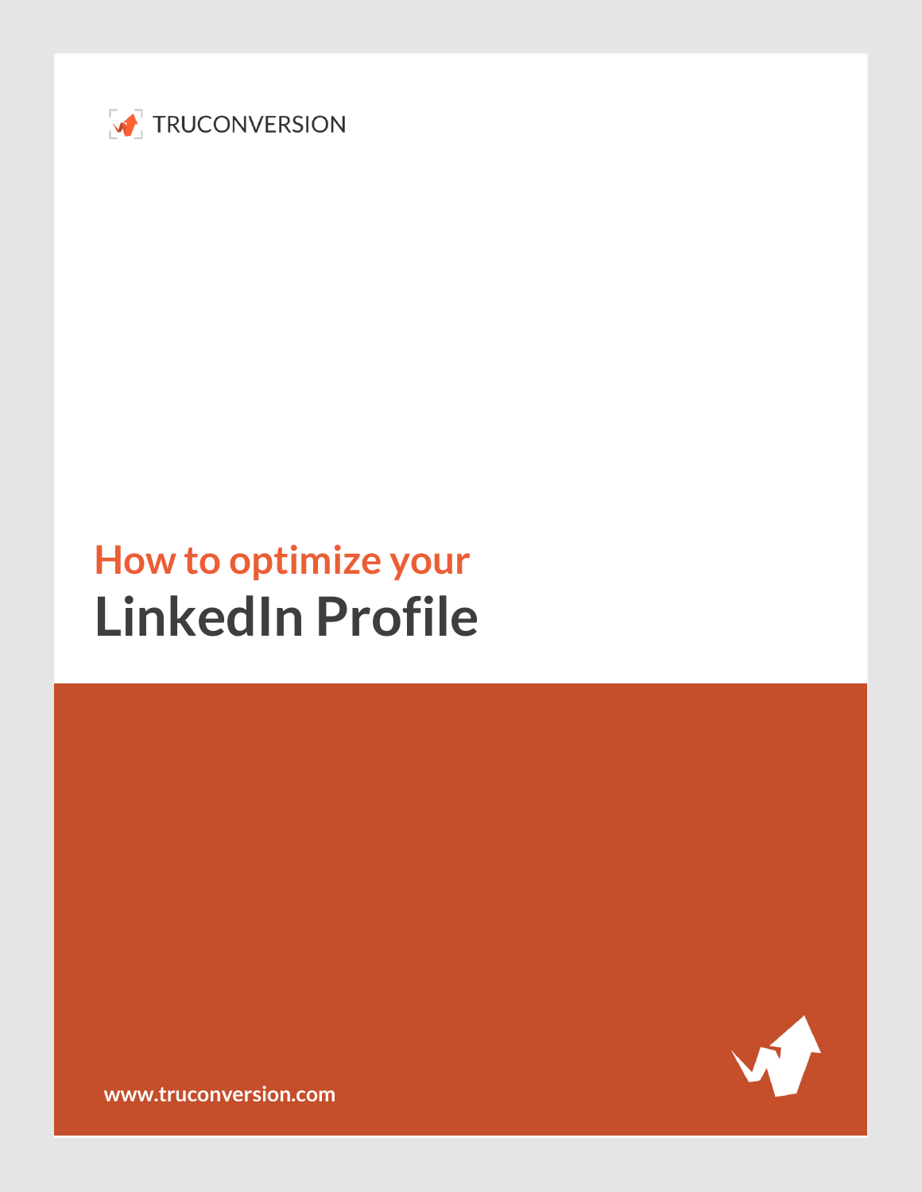TRUCONVERSION

## How to optimize your

# LinkedIn Profile

**www.truconversion.com**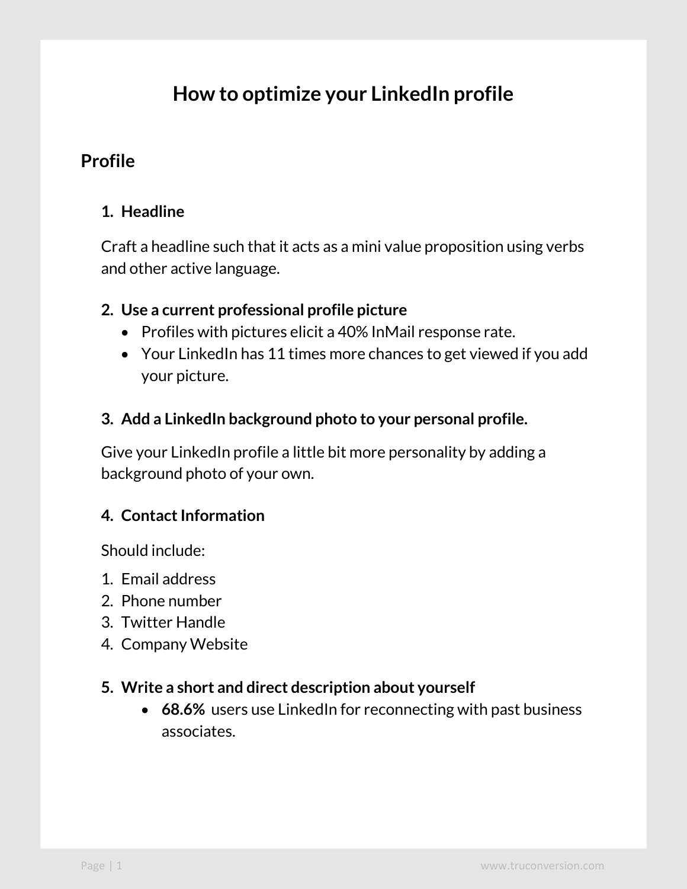# How to optimize your LinkedIn profile

## Profile

### 1. Headline

Craft a headline such that it acts as a mini value proposition using verbs and other active language.

### 2. Use a current professional profile picture

- Profiles with pictures elicit a 40% InMail response rate.
- Your LinkedIn has 11 times more chances to get viewed if you add your picture.

### 3. Add a LinkedIn background photo to your personal profile.

Give your LinkedIn profile a little bit more personality by adding a background photo of your own.

### 4. Contact Information

Should include:

1. Email address
2. Phone number
3. Twitter Handle
4. Company Website

### 5. Write a short and direct description about yourself

- **68.6%** users use LinkedIn for reconnecting with past business associates.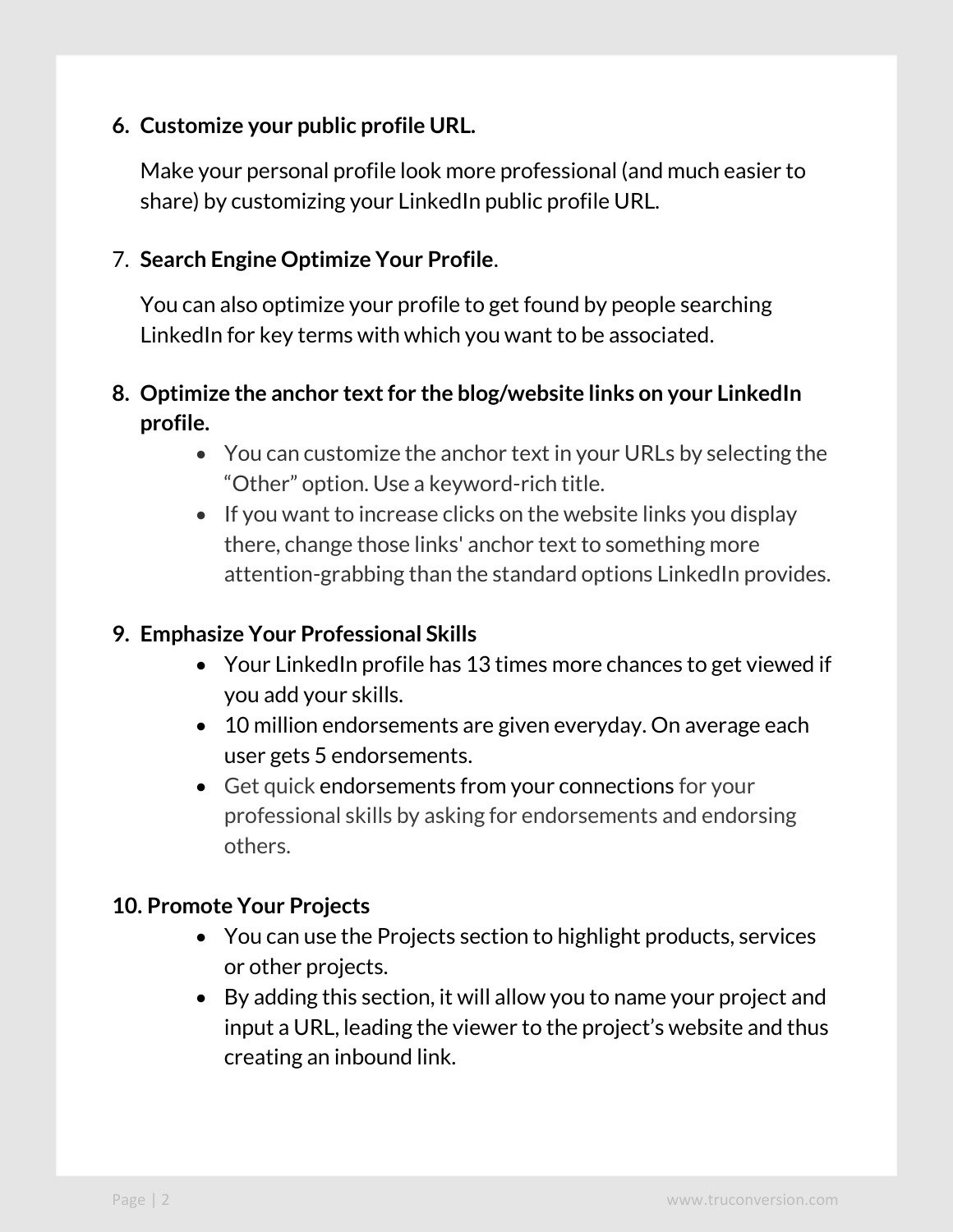6. **Customize your public profile URL.**

   Make your personal profile look more professional (and much easier to share) by customizing your LinkedIn public profile URL.

7. **Search Engine Optimize Your Profile**.

   You can also optimize your profile to get found by people searching LinkedIn for key terms with which you want to be associated.

8. **Optimize the anchor text for the blog/website links on your LinkedIn profile.**
   - You can customize the anchor text in your URLs by selecting the "Other" option. Use a keyword-rich title.
   - If you want to increase clicks on the website links you display there, change those links' anchor text to something more attention-grabbing than the standard options LinkedIn provides.

9. **Emphasize Your Professional Skills**
   - Your LinkedIn profile has 13 times more chances to get viewed if you add your skills.
   - 10 million endorsements are given everyday. On average each user gets 5 endorsements.
   - Get quick endorsements from your connections for your professional skills by asking for endorsements and endorsing others.

10. **Promote Your Projects**
    - You can use the Projects section to highlight products, services or other projects.
    - By adding this section, it will allow you to name your project and input a URL, leading the viewer to the project's website and thus creating an inbound link.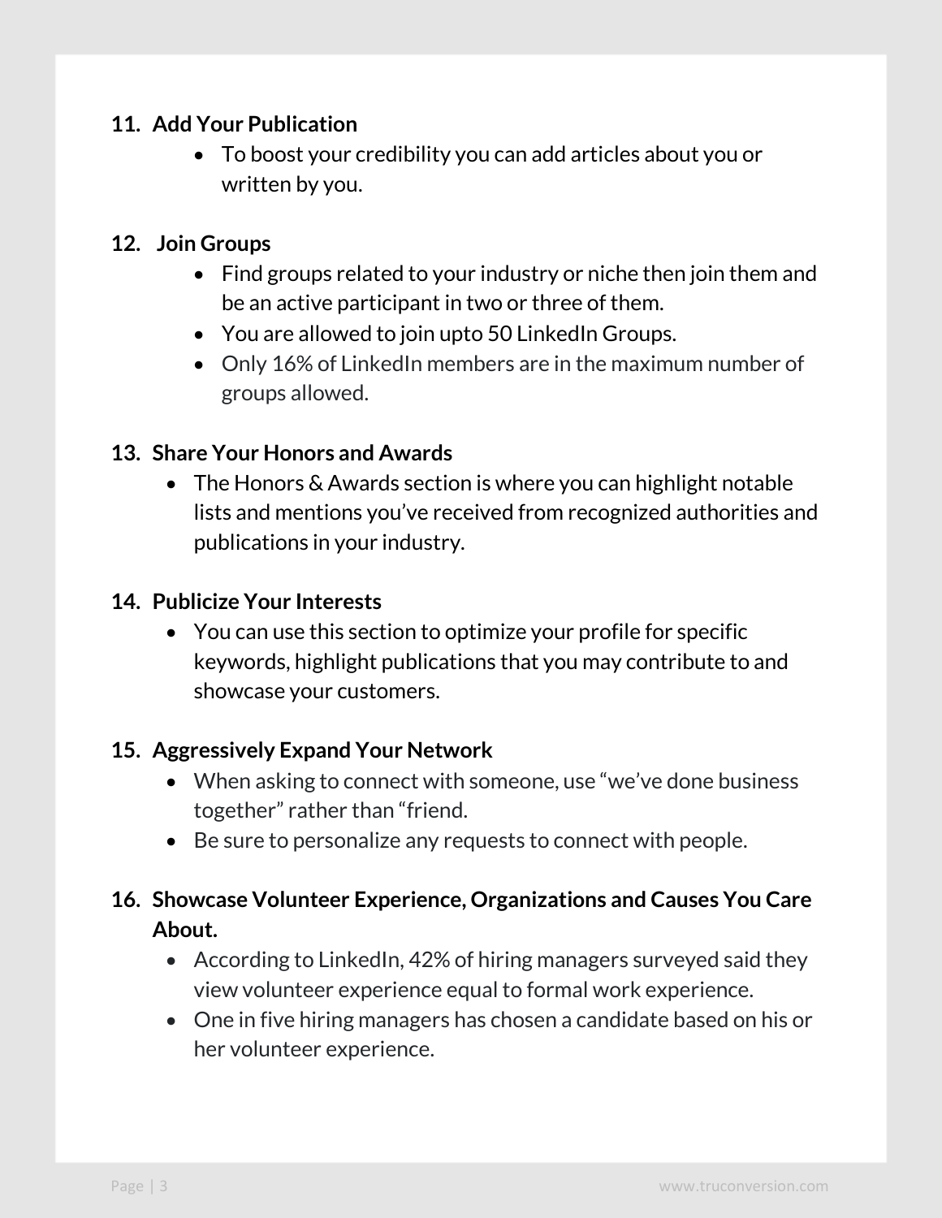11. **Add Your Publication**
    - To boost your credibility you can add articles about you or written by you.

12. **Join Groups**
    - Find groups related to your industry or niche then join them and be an active participant in two or three of them.
    - You are allowed to join upto 50 LinkedIn Groups.
    - Only 16% of LinkedIn members are in the maximum number of groups allowed.

13. **Share Your Honors and Awards**
    - The Honors & Awards section is where you can highlight notable lists and mentions you've received from recognized authorities and publications in your industry.

14. **Publicize Your Interests**
    - You can use this section to optimize your profile for specific keywords, highlight publications that you may contribute to and showcase your customers.

15. **Aggressively Expand Your Network**
    - When asking to connect with someone, use "we've done business together" rather than "friend.
    - Be sure to personalize any requests to connect with people.

16. **Showcase Volunteer Experience, Organizations and Causes You Care About.**
    - According to LinkedIn, 42% of hiring managers surveyed said they view volunteer experience equal to formal work experience.
    - One in five hiring managers has chosen a candidate based on his or her volunteer experience.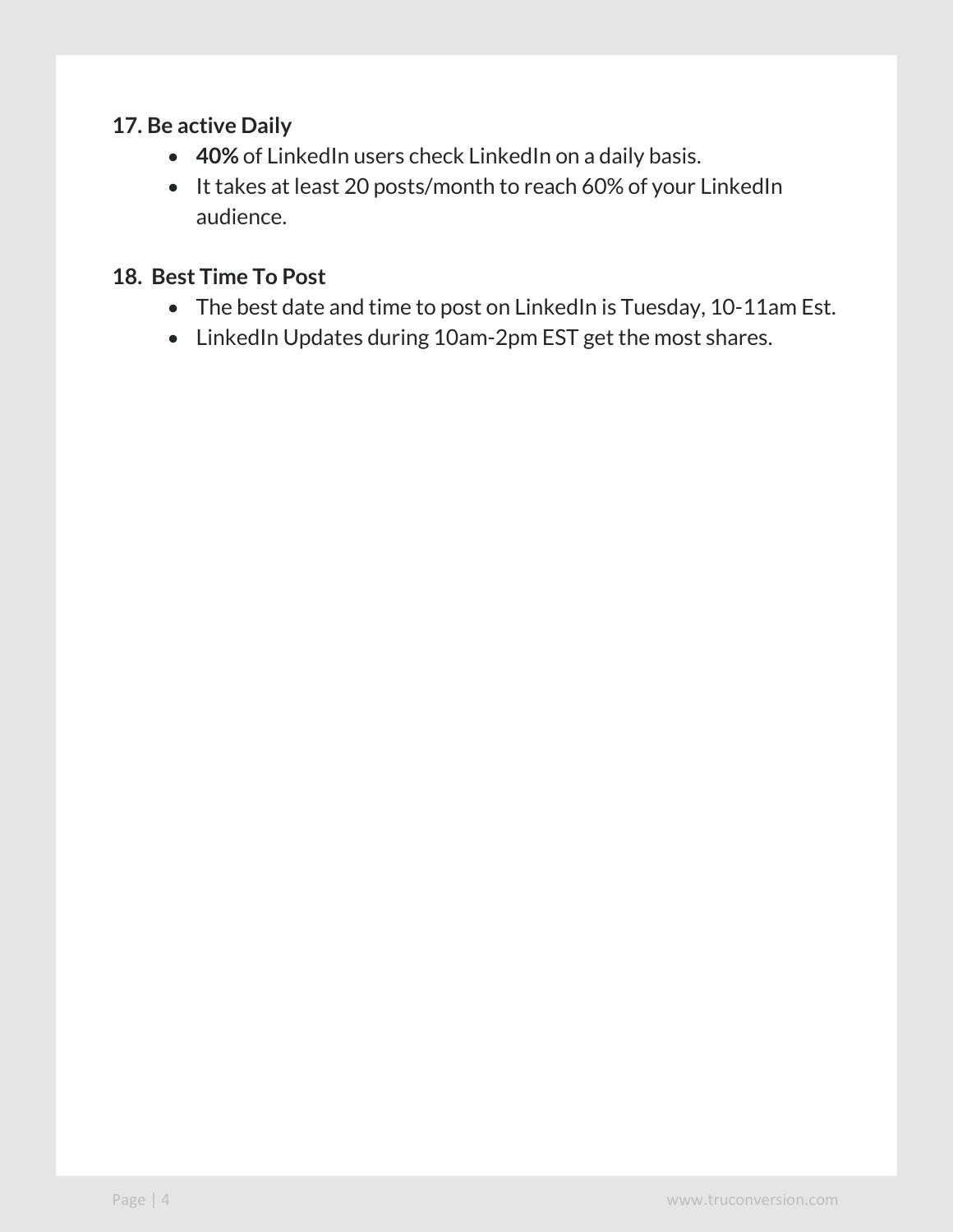**17. Be active Daily**

- **40%** of LinkedIn users check LinkedIn on a daily basis.
- It takes at least 20 posts/month to reach 60% of your LinkedIn audience.

**18. Best Time To Post**

- The best date and time to post on LinkedIn is Tuesday, 10-11am Est.
- LinkedIn Updates during 10am-2pm EST get the most shares.